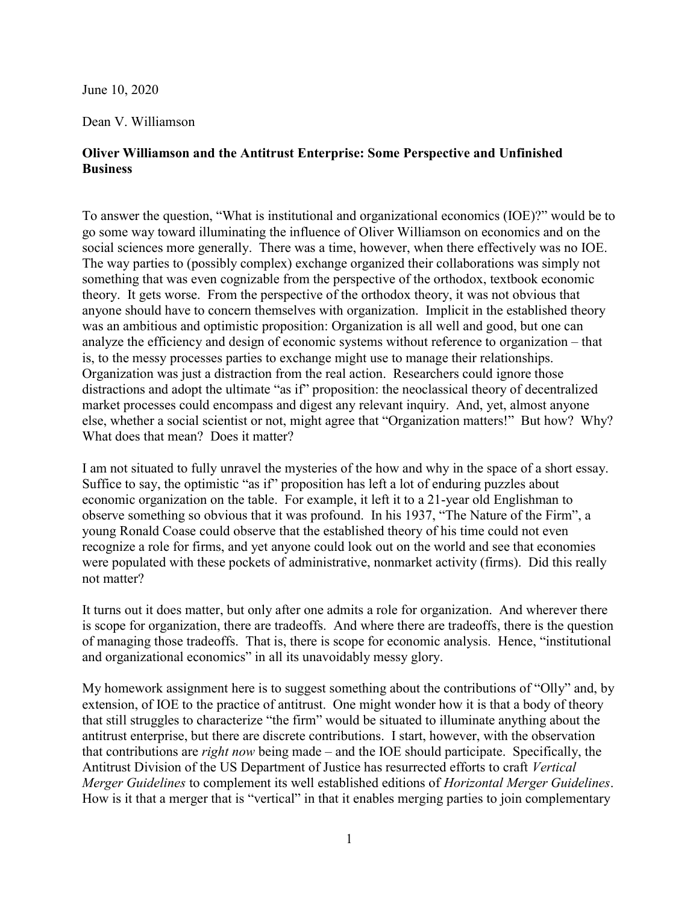June 10, 2020

Dean V. Williamson

## Oliver Williamson and the Antitrust Enterprise: Some Perspective and Unfinished Business

To answer the question, "What is institutional and organizational economics (IOE)?" would be to go some way toward illuminating the influence of Oliver Williamson on economics and on the social sciences more generally. There was a time, however, when there effectively was no IOE. The way parties to (possibly complex) exchange organized their collaborations was simply not something that was even cognizable from the perspective of the orthodox, textbook economic theory. It gets worse. From the perspective of the orthodox theory, it was not obvious that anyone should have to concern themselves with organization. Implicit in the established theory was an ambitious and optimistic proposition: Organization is all well and good, but one can analyze the efficiency and design of economic systems without reference to organization – that is, to the messy processes parties to exchange might use to manage their relationships. Organization was just a distraction from the real action. Researchers could ignore those distractions and adopt the ultimate "as if" proposition: the neoclassical theory of decentralized market processes could encompass and digest any relevant inquiry. And, yet, almost anyone else, whether a social scientist or not, might agree that "Organization matters!" But how? Why? What does that mean? Does it matter?

I am not situated to fully unravel the mysteries of the how and why in the space of a short essay. Suffice to say, the optimistic "as if" proposition has left a lot of enduring puzzles about economic organization on the table. For example, it left it to a 21-year old Englishman to observe something so obvious that it was profound. In his 1937, "The Nature of the Firm", a young Ronald Coase could observe that the established theory of his time could not even recognize a role for firms, and yet anyone could look out on the world and see that economies were populated with these pockets of administrative, nonmarket activity (firms). Did this really not matter?

It turns out it does matter, but only after one admits a role for organization. And wherever there is scope for organization, there are tradeoffs. And where there are tradeoffs, there is the question of managing those tradeoffs. That is, there is scope for economic analysis. Hence, "institutional and organizational economics" in all its unavoidably messy glory.

My homework assignment here is to suggest something about the contributions of "Olly" and, by extension, of IOE to the practice of antitrust. One might wonder how it is that a body of theory that still struggles to characterize "the firm" would be situated to illuminate anything about the antitrust enterprise, but there are discrete contributions. I start, however, with the observation that contributions are *right now* being made – and the IOE should participate. Specifically, the Antitrust Division of the US Department of Justice has resurrected efforts to craft *Vertical Merger Guidelines* to complement its well established editions of *Horizontal Merger Guidelines*. How is it that a merger that is "vertical" in that it enables merging parties to join complementary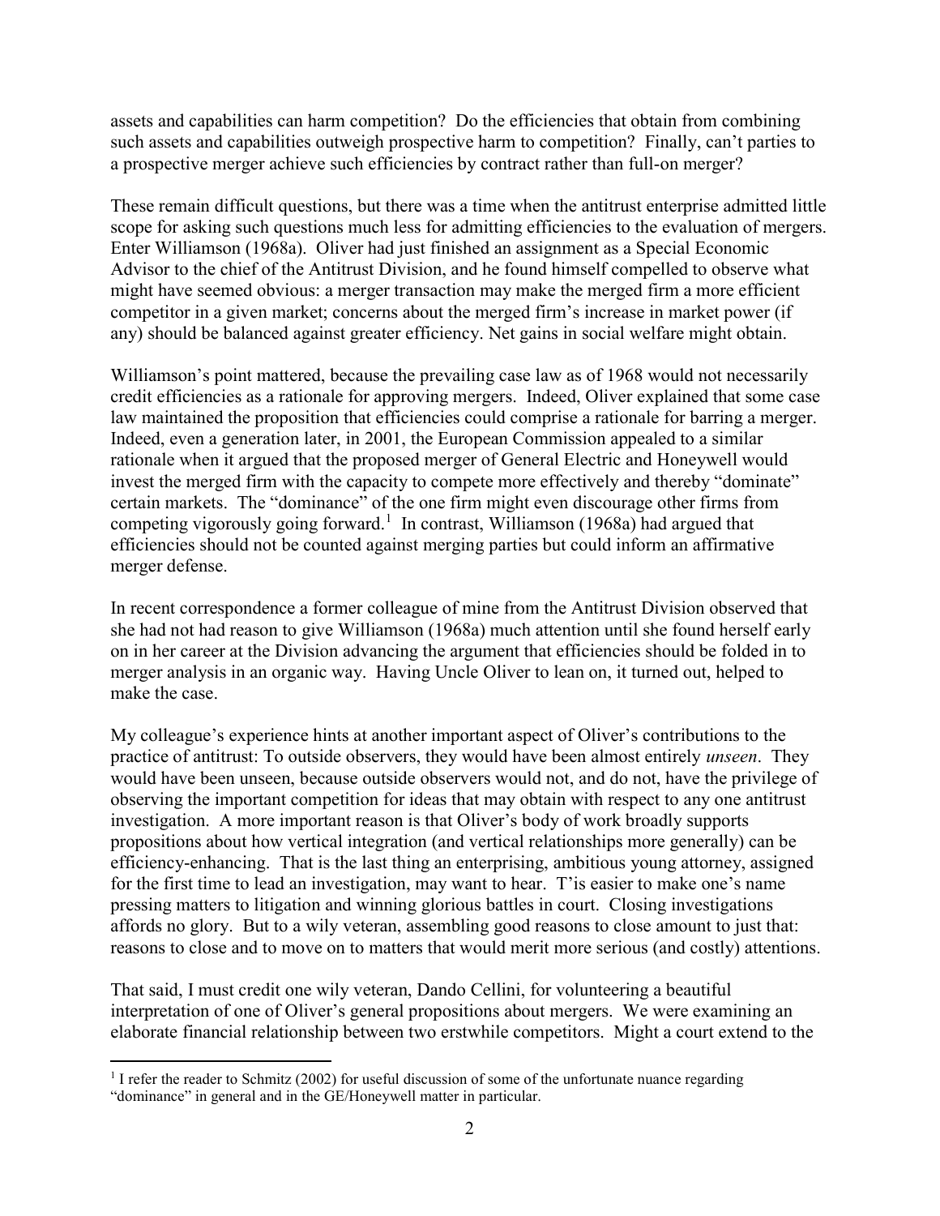assets and capabilities can harm competition? Do the efficiencies that obtain from combining such assets and capabilities outweigh prospective harm to competition? Finally, can't parties to a prospective merger achieve such efficiencies by contract rather than full-on merger?

These remain difficult questions, but there was a time when the antitrust enterprise admitted little scope for asking such questions much less for admitting efficiencies to the evaluation of mergers. Enter Williamson (1968a). Oliver had just finished an assignment as a Special Economic Advisor to the chief of the Antitrust Division, and he found himself compelled to observe what might have seemed obvious: a merger transaction may make the merged firm a more efficient competitor in a given market; concerns about the merged firm's increase in market power (if any) should be balanced against greater efficiency. Net gains in social welfare might obtain.

Williamson's point mattered, because the prevailing case law as of 1968 would not necessarily credit efficiencies as a rationale for approving mergers. Indeed, Oliver explained that some case law maintained the proposition that efficiencies could comprise a rationale for barring a merger. Indeed, even a generation later, in 2001, the European Commission appealed to a similar rationale when it argued that the proposed merger of General Electric and Honeywell would invest the merged firm with the capacity to compete more effectively and thereby "dominate" certain markets. The "dominance" of the one firm might even discourage other firms from competing vigorously going forward.[1] In contrast, Williamson (1968a) had argued that efficiencies should not be counted against merging parties but could inform an affirmative merger defense.

In recent correspondence a former colleague of mine from the Antitrust Division observed that she had not had reason to give Williamson (1968a) much attention until she found herself early on in her career at the Division advancing the argument that efficiencies should be folded in to merger analysis in an organic way. Having Uncle Oliver to lean on, it turned out, helped to make the case.

My colleague's experience hints at another important aspect of Oliver's contributions to the practice of antitrust: To outside observers, they would have been almost entirely *unseen*. They would have been unseen, because outside observers would not, and do not, have the privilege of observing the important competition for ideas that may obtain with respect to any one antitrust investigation. A more important reason is that Oliver's body of work broadly supports propositions about how vertical integration (and vertical relationships more generally) can be efficiency-enhancing. That is the last thing an enterprising, ambitious young attorney, assigned for the first time to lead an investigation, may want to hear. T'is easier to make one's name pressing matters to litigation and winning glorious battles in court. Closing investigations affords no glory. But to a wily veteran, assembling good reasons to close amount to just that: reasons to close and to move on to matters that would merit more serious (and costly) attentions.

That said, I must credit one wily veteran, Dando Cellini, for volunteering a beautiful interpretation of one of Oliver's general propositions about mergers. We were examining an elaborate financial relationship between two erstwhile competitors. Might a court extend to the

[1] I refer the reader to Schmitz (2002) for useful discussion of some of the unfortunate nuance regarding "dominance" in general and in the GE/Honeywell matter in particular.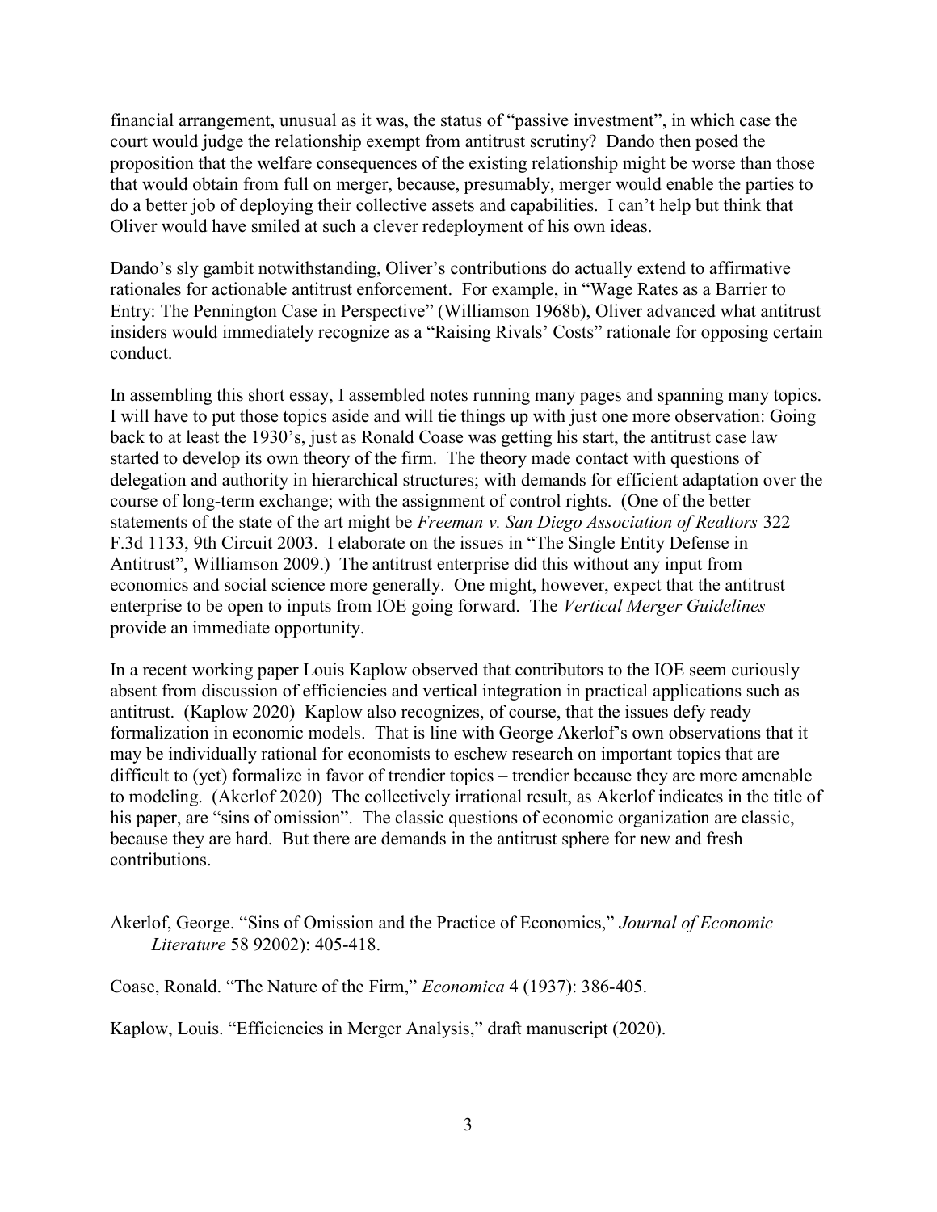financial arrangement, unusual as it was, the status of "passive investment", in which case the court would judge the relationship exempt from antitrust scrutiny? Dando then posed the proposition that the welfare consequences of the existing relationship might be worse than those that would obtain from full on merger, because, presumably, merger would enable the parties to do a better job of deploying their collective assets and capabilities. I can't help but think that Oliver would have smiled at such a clever redeployment of his own ideas.

Dando's sly gambit notwithstanding, Oliver's contributions do actually extend to affirmative rationales for actionable antitrust enforcement. For example, in "Wage Rates as a Barrier to Entry: The Pennington Case in Perspective" (Williamson 1968b), Oliver advanced what antitrust insiders would immediately recognize as a "Raising Rivals' Costs" rationale for opposing certain conduct.

In assembling this short essay, I assembled notes running many pages and spanning many topics. I will have to put those topics aside and will tie things up with just one more observation: Going back to at least the 1930's, just as Ronald Coase was getting his start, the antitrust case law started to develop its own theory of the firm. The theory made contact with questions of delegation and authority in hierarchical structures; with demands for efficient adaptation over the course of long-term exchange; with the assignment of control rights. (One of the better statements of the state of the art might be *Freeman v. San Diego Association of Realtors* 322 F.3d 1133, 9th Circuit 2003. I elaborate on the issues in "The Single Entity Defense in Antitrust", Williamson 2009.) The antitrust enterprise did this without any input from economics and social science more generally. One might, however, expect that the antitrust enterprise to be open to inputs from IOE going forward. The *Vertical Merger Guidelines* provide an immediate opportunity.

In a recent working paper Louis Kaplow observed that contributors to the IOE seem curiously absent from discussion of efficiencies and vertical integration in practical applications such as antitrust. (Kaplow 2020) Kaplow also recognizes, of course, that the issues defy ready formalization in economic models. That is line with George Akerlof's own observations that it may be individually rational for economists to eschew research on important topics that are difficult to (yet) formalize in favor of trendier topics – trendier because they are more amenable to modeling. (Akerlof 2020) The collectively irrational result, as Akerlof indicates in the title of his paper, are "sins of omission". The classic questions of economic organization are classic, because they are hard. But there are demands in the antitrust sphere for new and fresh contributions.

Akerlof, George. "Sins of Omission and the Practice of Economics," *Journal of Economic Literature* 58 92002): 405-418.

Coase, Ronald. "The Nature of the Firm," *Economica* 4 (1937): 386-405.

Kaplow, Louis. "Efficiencies in Merger Analysis," draft manuscript (2020).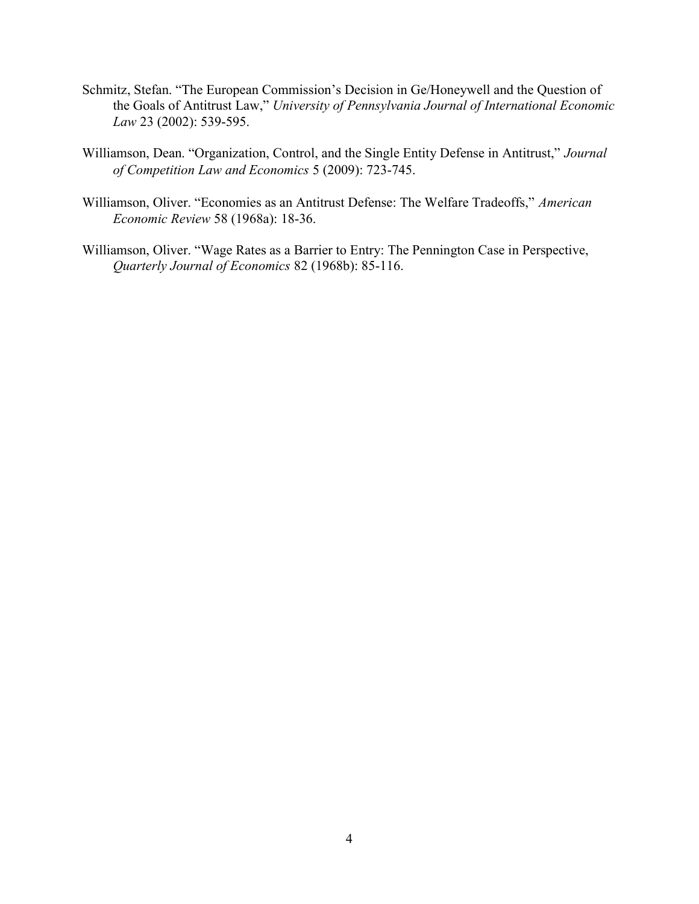Schmitz, Stefan. "The European Commission's Decision in Ge/Honeywell and the Question of the Goals of Antitrust Law," *University of Pennsylvania Journal of International Economic Law* 23 (2002): 539-595.

Williamson, Dean. "Organization, Control, and the Single Entity Defense in Antitrust," *Journal of Competition Law and Economics* 5 (2009): 723-745.

Williamson, Oliver. "Economies as an Antitrust Defense: The Welfare Tradeoffs," *American Economic Review* 58 (1968a): 18-36.

Williamson, Oliver. "Wage Rates as a Barrier to Entry: The Pennington Case in Perspective, *Quarterly Journal of Economics* 82 (1968b): 85-116.